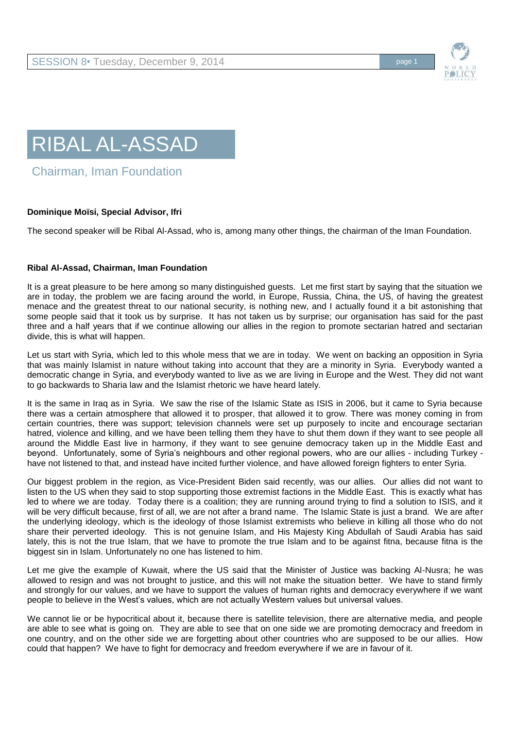# RIBAL AL-ASSAD

## Chairman, Iman Foundation

**Dominique Moïsi, Special Advisor, Ifri**

The second speaker will be Ribal Al-Assad, who is, among many other things, the chairman of the Iman Foundation.

**Ribal Al-Assad, Chairman, Iman Foundation**

It is a great pleasure to be here among so many distinguished guests. Let me first start by saying that the situation we are in today, the problem we are facing around the world, in Europe, Russia, China, the US, of having the greatest menace and the greatest threat to our national security, is nothing new, and I actually found it a bit astonishing that some people said that it took us by surprise. It has not taken us by surprise; our organisation has said for the past three and a half years that if we continue allowing our allies in the region to promote sectarian hatred and sectarian divide, this is what will happen.

Let us start with Syria, which led to this whole mess that we are in today. We went on backing an opposition in Syria that was mainly Islamist in nature without taking into account that they are a minority in Syria. Everybody wanted a democratic change in Syria, and everybody wanted to live as we are living in Europe and the West. They did not want to go backwards to Sharia law and the Islamist rhetoric we have heard lately.

It is the same in Iraq as in Syria. We saw the rise of the Islamic State as ISIS in 2006, but it came to Syria because there was a certain atmosphere that allowed it to prosper, that allowed it to grow. There was money coming in from certain countries, there was support; television channels were set up purposely to incite and encourage sectarian hatred, violence and killing, and we have been telling them they have to shut them down if they want to see people all around the Middle East live in harmony, if they want to see genuine democracy taken up in the Middle East and beyond. Unfortunately, some of Syria's neighbours and other regional powers, who are our allies - including Turkey - have not listened to that, and instead have incited further violence, and have allowed foreign fighters to enter Syria.

Our biggest problem in the region, as Vice-President Biden said recently, was our allies. Our allies did not want to listen to the US when they said to stop supporting those extremist factions in the Middle East. This is exactly what has led to where we are today. Today there is a coalition; they are running around trying to find a solution to ISIS, and it will be very difficult because, first of all, we are not after a brand name. The Islamic State is just a brand. We are after the underlying ideology, which is the ideology of those Islamist extremists who believe in killing all those who do not share their perverted ideology. This is not genuine Islam, and His Majesty King Abdullah of Saudi Arabia has said lately, this is not the true Islam, that we have to promote the true Islam and to be against fitna, because fitna is the biggest sin in Islam. Unfortunately no one has listened to him.

Let me give the example of Kuwait, where the US said that the Minister of Justice was backing Al-Nusra; he was allowed to resign and was not brought to justice, and this will not make the situation better. We have to stand firmly and strongly for our values, and we have to support the values of human rights and democracy everywhere if we want people to believe in the West's values, which are not actually Western values but universal values.

We cannot lie or be hypocritical about it, because there is satellite television, there are alternative media, and people are able to see what is going on. They are able to see that on one side we are promoting democracy and freedom in one country, and on the other side we are forgetting about other countries who are supposed to be our allies. How could that happen? We have to fight for democracy and freedom everywhere if we are in favour of it.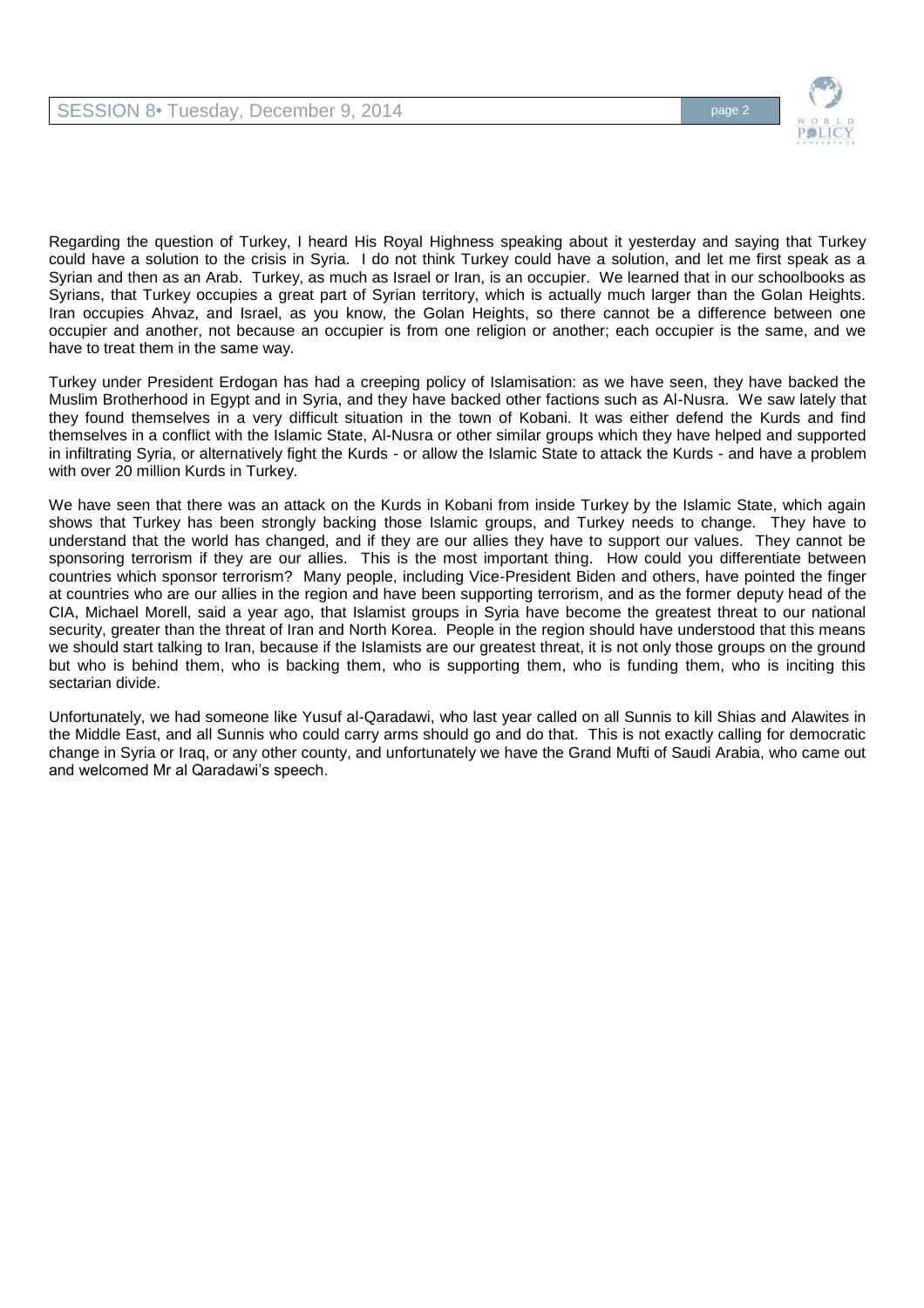Regarding the question of Turkey, I heard His Royal Highness speaking about it yesterday and saying that Turkey could have a solution to the crisis in Syria. I do not think Turkey could have a solution, and let me first speak as a Syrian and then as an Arab. Turkey, as much as Israel or Iran, is an occupier. We learned that in our schoolbooks as Syrians, that Turkey occupies a great part of Syrian territory, which is actually much larger than the Golan Heights. Iran occupies Ahvaz, and Israel, as you know, the Golan Heights, so there cannot be a difference between one occupier and another, not because an occupier is from one religion or another; each occupier is the same, and we have to treat them in the same way.

Turkey under President Erdogan has had a creeping policy of Islamisation: as we have seen, they have backed the Muslim Brotherhood in Egypt and in Syria, and they have backed other factions such as Al-Nusra. We saw lately that they found themselves in a very difficult situation in the town of Kobani. It was either defend the Kurds and find themselves in a conflict with the Islamic State, Al-Nusra or other similar groups which they have helped and supported in infiltrating Syria, or alternatively fight the Kurds - or allow the Islamic State to attack the Kurds - and have a problem with over 20 million Kurds in Turkey.

We have seen that there was an attack on the Kurds in Kobani from inside Turkey by the Islamic State, which again shows that Turkey has been strongly backing those Islamic groups, and Turkey needs to change. They have to understand that the world has changed, and if they are our allies they have to support our values. They cannot be sponsoring terrorism if they are our allies. This is the most important thing. How could you differentiate between countries which sponsor terrorism? Many people, including Vice-President Biden and others, have pointed the finger at countries who are our allies in the region and have been supporting terrorism, and as the former deputy head of the CIA, Michael Morell, said a year ago, that Islamist groups in Syria have become the greatest threat to our national security, greater than the threat of Iran and North Korea. People in the region should have understood that this means we should start talking to Iran, because if the Islamists are our greatest threat, it is not only those groups on the ground but who is behind them, who is backing them, who is supporting them, who is funding them, who is inciting this sectarian divide.

Unfortunately, we had someone like Yusuf al-Qaradawi, who last year called on all Sunnis to kill Shias and Alawites in the Middle East, and all Sunnis who could carry arms should go and do that. This is not exactly calling for democratic change in Syria or Iraq, or any other county, and unfortunately we have the Grand Mufti of Saudi Arabia, who came out and welcomed Mr al Qaradawi's speech.